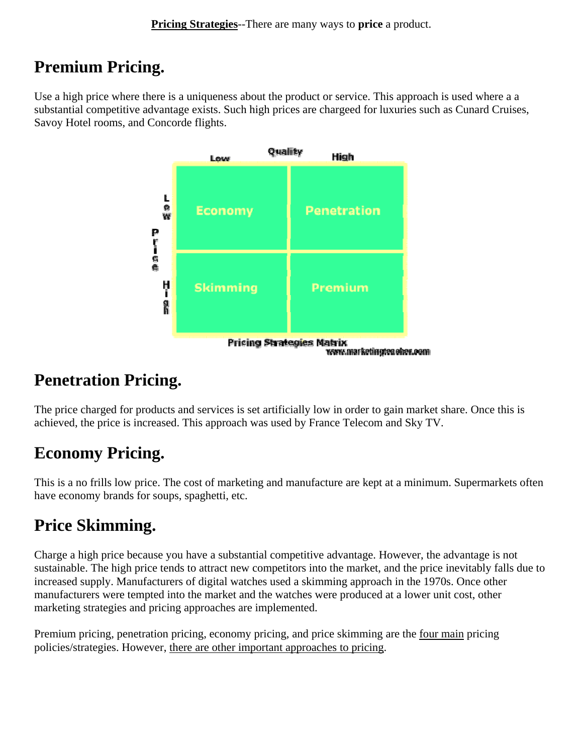**Pricing Strategies**--There are many ways to **price** a product.

## Premium Pricing.

Use a high price where there is a uniqueness about the product or service. This approach is used where a a substantial competitive advantage exists. Such high prices are chargeed for luxuries such as Cunard Cruises, Savoy Hotel rooms, and Concorde flights.

| Price \ Quality | Low | High |
| --- | --- | --- |
| Low | Economy | Penetration |
| High | Skimming | Premium |

Pricing Strategies Matrix

www.marketingteacher.com

## Penetration Pricing.

The price charged for products and services is set artificially low in order to gain market share. Once this is achieved, the price is increased. This approach was used by France Telecom and Sky TV.

## Economy Pricing.

This is a no frills low price. The cost of marketing and manufacture are kept at a minimum. Supermarkets often have economy brands for soups, spaghetti, etc.

## Price Skimming.

Charge a high price because you have a substantial competitive advantage. However, the advantage is not sustainable. The high price tends to attract new competitors into the market, and the price inevitably falls due to increased supply. Manufacturers of digital watches used a skimming approach in the 1970s. Once other manufacturers were tempted into the market and the watches were produced at a lower unit cost, other marketing strategies and pricing approaches are implemented.

Premium pricing, penetration pricing, economy pricing, and price skimming are the four main pricing policies/strategies. However, there are other important approaches to pricing.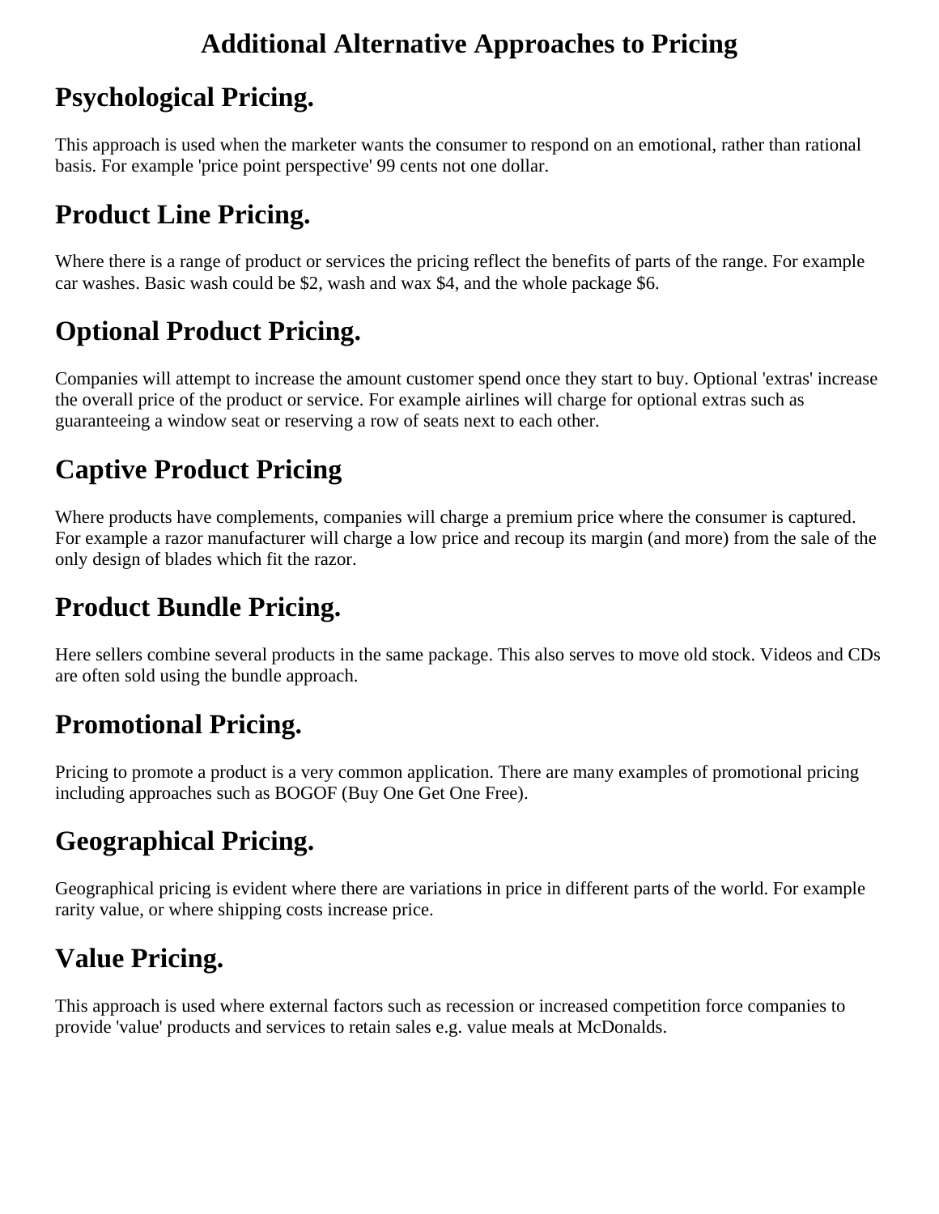# Additional Alternative Approaches to Pricing

## Psychological Pricing.

This approach is used when the marketer wants the consumer to respond on an emotional, rather than rational basis. For example 'price point perspective' 99 cents not one dollar.

## Product Line Pricing.

Where there is a range of product or services the pricing reflect the benefits of parts of the range. For example car washes. Basic wash could be $2, wash and wax $4, and the whole package $6.

## Optional Product Pricing.

Companies will attempt to increase the amount customer spend once they start to buy. Optional 'extras' increase the overall price of the product or service. For example airlines will charge for optional extras such as guaranteeing a window seat or reserving a row of seats next to each other.

## Captive Product Pricing

Where products have complements, companies will charge a premium price where the consumer is captured. For example a razor manufacturer will charge a low price and recoup its margin (and more) from the sale of the only design of blades which fit the razor.

## Product Bundle Pricing.

Here sellers combine several products in the same package. This also serves to move old stock. Videos and CDs are often sold using the bundle approach.

## Promotional Pricing.

Pricing to promote a product is a very common application. There are many examples of promotional pricing including approaches such as BOGOF (Buy One Get One Free).

## Geographical Pricing.

Geographical pricing is evident where there are variations in price in different parts of the world. For example rarity value, or where shipping costs increase price.

## Value Pricing.

This approach is used where external factors such as recession or increased competition force companies to provide 'value' products and services to retain sales e.g. value meals at McDonalds.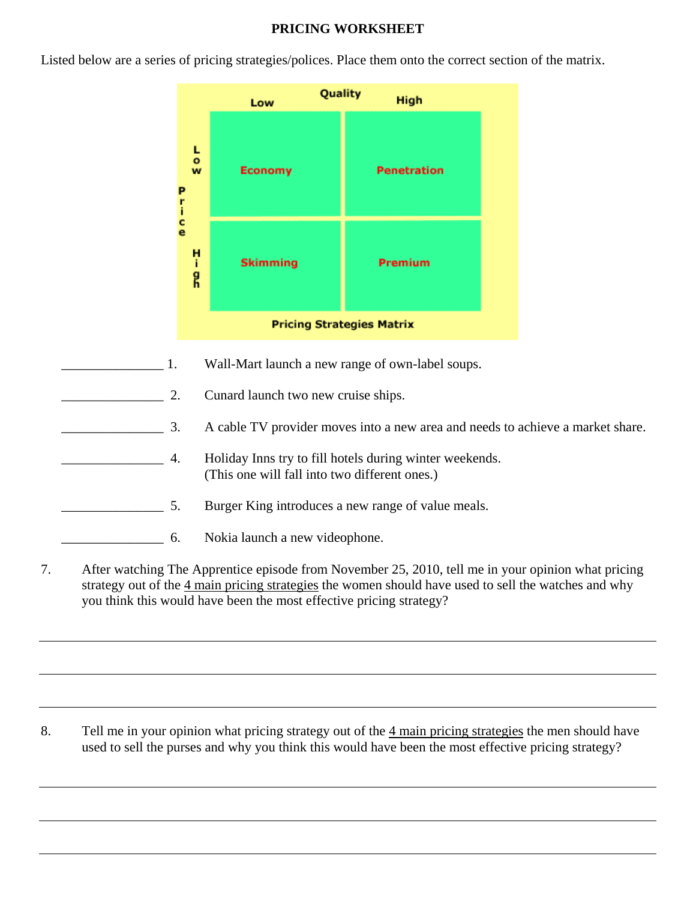# PRICING WORKSHEET

Listed below are a series of pricing strategies/polices. Place them onto the correct section of the matrix.

| | | Quality: Low | Quality: High |
|---|---|---|---|
| **Price** | **Low** | Economy | Penetration |
| | **High** | Skimming | Premium |

**Pricing Strategies Matrix**

_______________ 1. Wall-Mart launch a new range of own-label soups.

_______________ 2. Cunard launch two new cruise ships.

_______________ 3. A cable TV provider moves into a new area and needs to achieve a market share.

_______________ 4. Holiday Inns try to fill hotels during winter weekends. (This one will fall into two different ones.)

_______________ 5. Burger King introduces a new range of value meals.

_______________ 6. Nokia launch a new videophone.

7. After watching The Apprentice episode from November 25, 2010, tell me in your opinion what pricing strategy out of the 4 main pricing strategies the women should have used to sell the watches and why you think this would have been the most effective pricing strategy?

_______________________________________________________________________________

_______________________________________________________________________________

_______________________________________________________________________________

8. Tell me in your opinion what pricing strategy out of the 4 main pricing strategies the men should have used to sell the purses and why you think this would have been the most effective pricing strategy?

_______________________________________________________________________________

_______________________________________________________________________________

_______________________________________________________________________________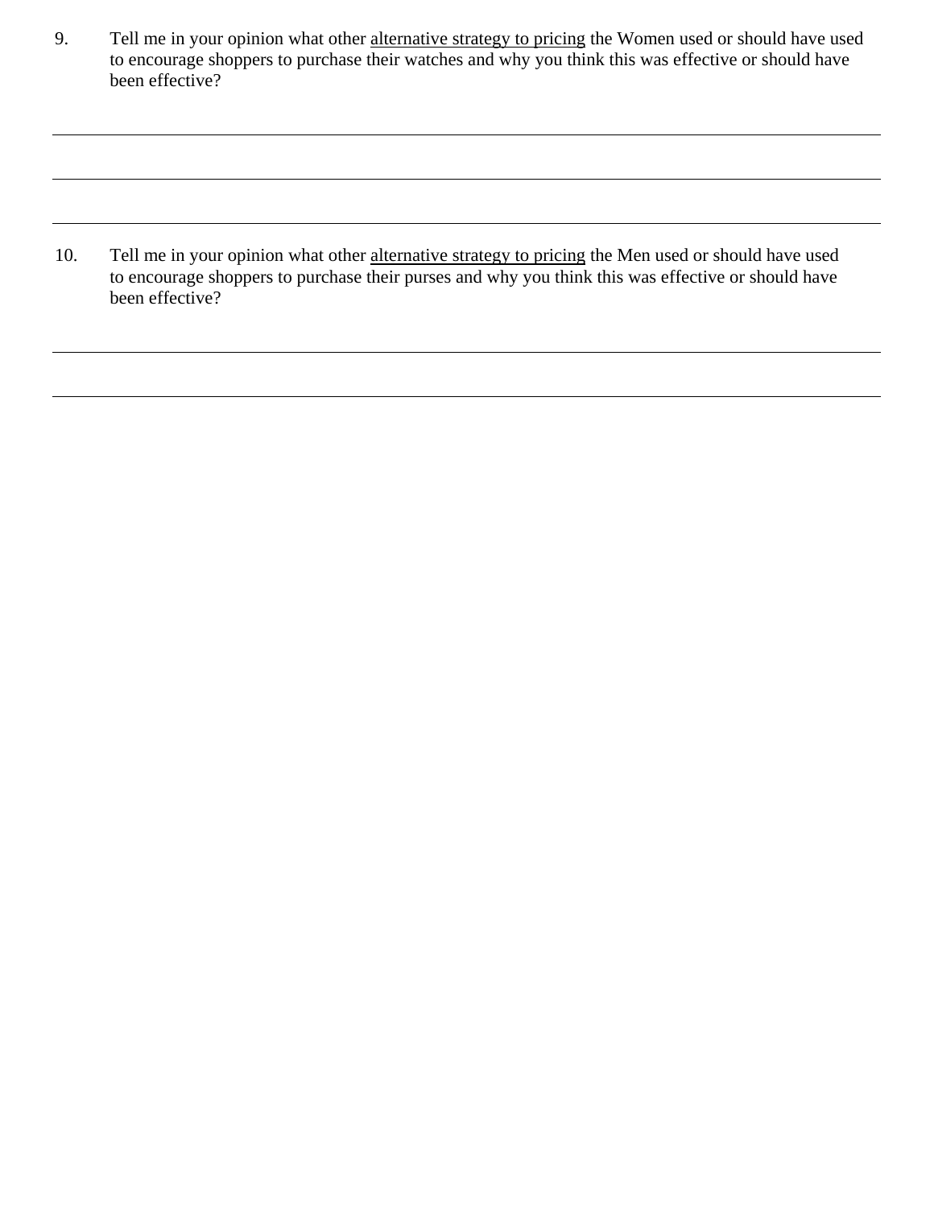9. Tell me in your opinion what other <u>alternative strategy to pricing</u> the Women used or should have used to encourage shoppers to purchase their watches and why you think this was effective or should have been effective?

---

---

---

10. Tell me in your opinion what other <u>alternative strategy to pricing</u> the Men used or should have used to encourage shoppers to purchase their purses and why you think this was effective or should have been effective?

---

---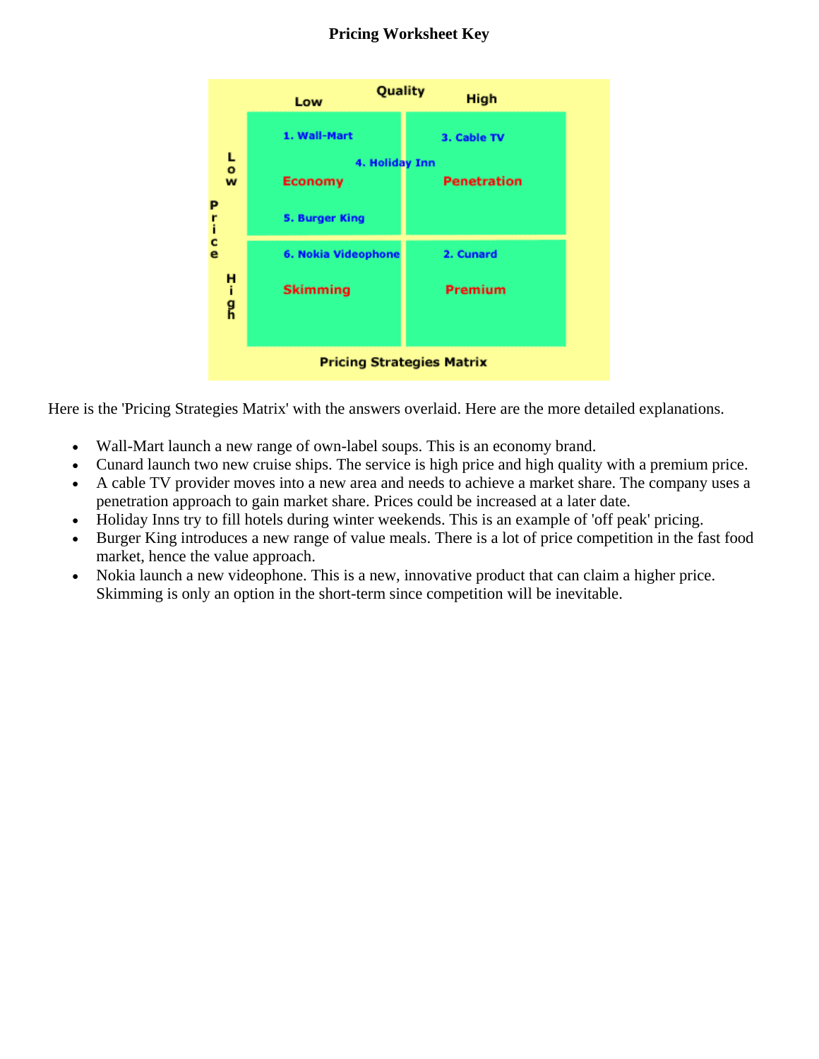# Pricing Worksheet Key

Quality
Low
High

Price
Low
High

1. Wall-Mart
4. Holiday Inn
Economy
5. Burger King

3. Cable TV
Penetration

6. Nokia Videophone
Skimming

2. Cunard
Premium

Pricing Strategies Matrix

Here is the 'Pricing Strategies Matrix' with the answers overlaid. Here are the more detailed explanations.

- Wall-Mart launch a new range of own-label soups. This is an economy brand.
- Cunard launch two new cruise ships. The service is high price and high quality with a premium price.
- A cable TV provider moves into a new area and needs to achieve a market share. The company uses a penetration approach to gain market share. Prices could be increased at a later date.
- Holiday Inns try to fill hotels during winter weekends. This is an example of 'off peak' pricing.
- Burger King introduces a new range of value meals. There is a lot of price competition in the fast food market, hence the value approach.
- Nokia launch a new videophone. This is a new, innovative product that can claim a higher price. Skimming is only an option in the short-term since competition will be inevitable.